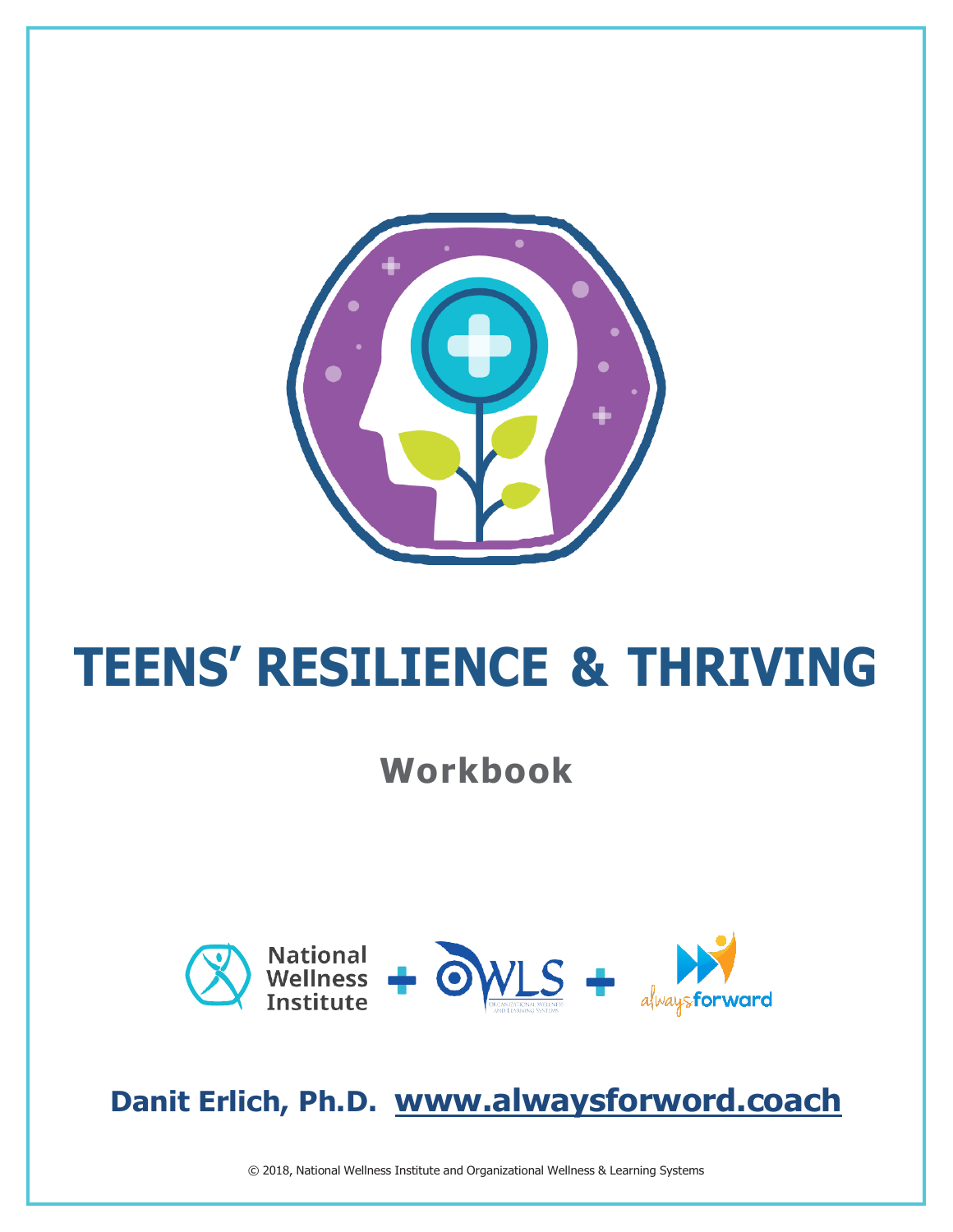# TEENS' RESILIENCE & THRIVING

## Workbook

National Wellness Institute + OWLS + alwaysforward

**Danit Erlich, Ph.D. www.alwaysforword.coach**

© 2018, National Wellness Institute and Organizational Wellness & Learning Systems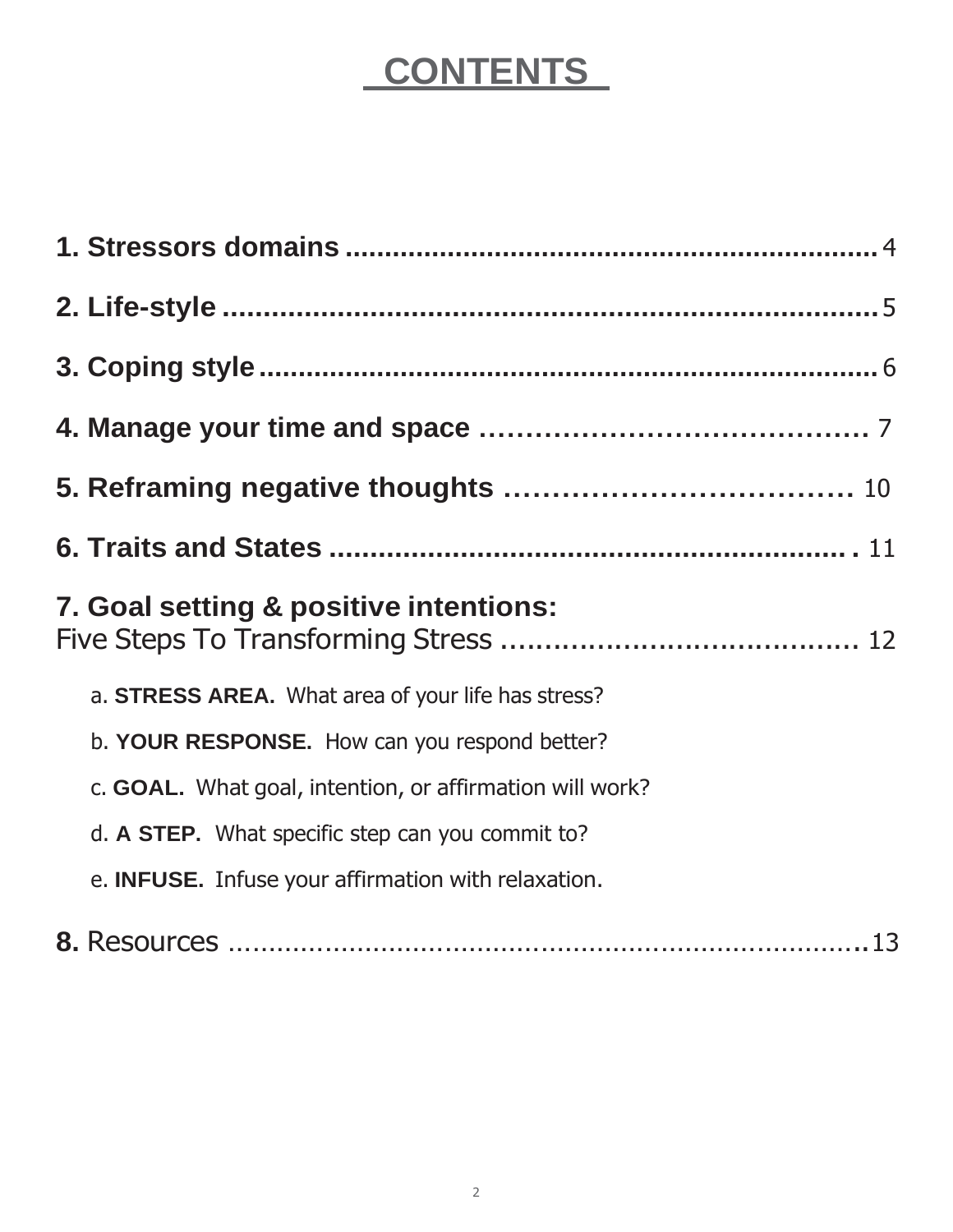# CONTENTS

**1. Stressors domains** ........................................................... 4

**2. Life-style** ........................................................................ 5

**3. Coping style** ..................................................................... 6

**4. Manage your time and space** ........................................... 7

**5. Reframing negative thoughts** .......................................... 10

**6. Traits and States** ............................................................ 11

**7. Goal setting & positive intentions:**
Five Steps To Transforming Stress ........................................... 12

- a. **STRESS AREA.** What area of your life has stress?
- b. **YOUR RESPONSE.** How can you respond better?
- c. **GOAL.** What goal, intention, or affirmation will work?
- d. **A STEP.** What specific step can you commit to?
- e. **INFUSE.** Infuse your affirmation with relaxation.

**8.** Resources ............................................................................ 13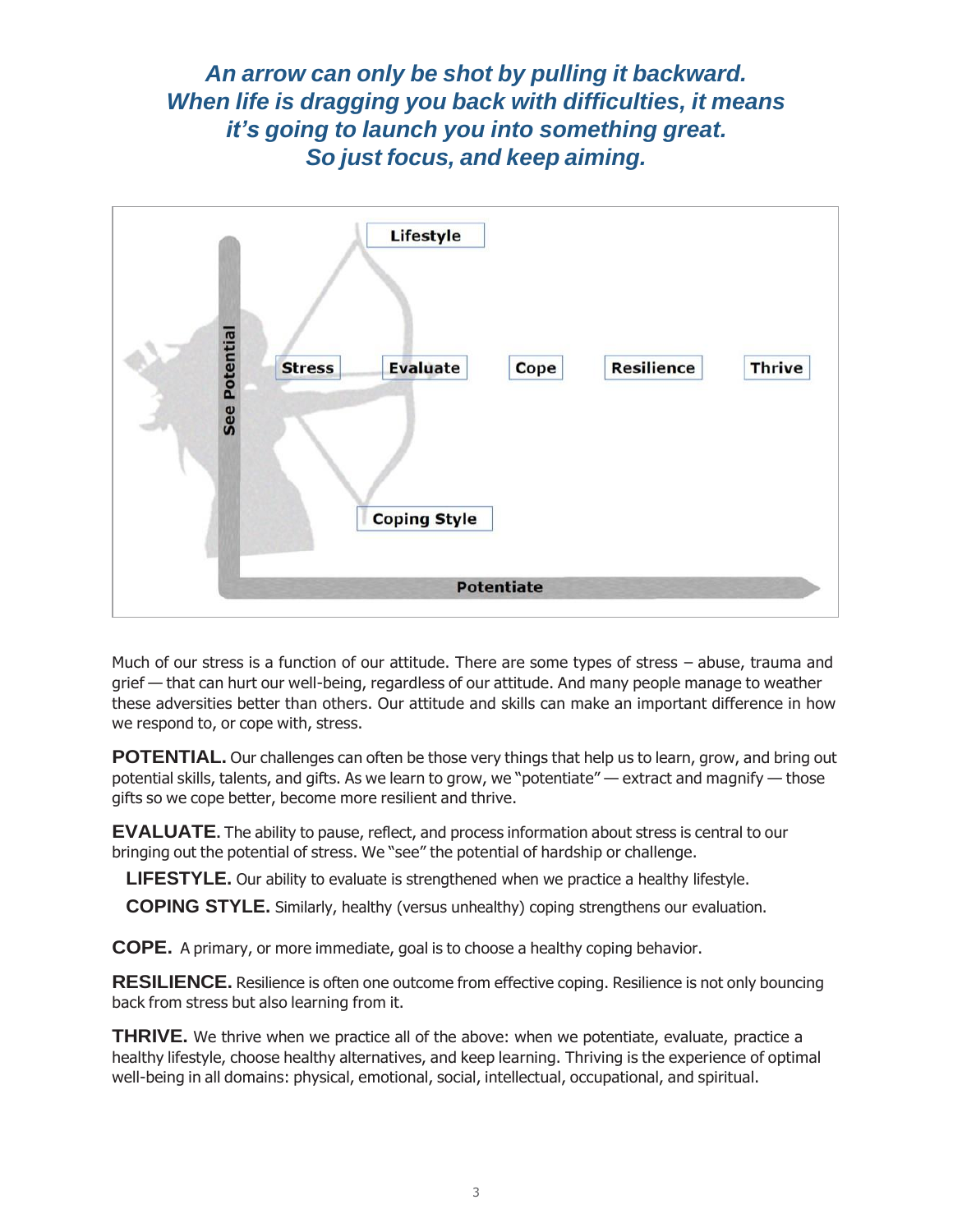***An arrow can only be shot by pulling it backward. When life is dragging you back with difficulties, it means it's going to launch you into something great. So just focus, and keep aiming.***

Much of our stress is a function of our attitude. There are some types of stress – abuse, trauma and grief — that can hurt our well-being, regardless of our attitude. And many people manage to weather these adversities better than others. Our attitude and skills can make an important difference in how we respond to, or cope with, stress.

**POTENTIAL.** Our challenges can often be those very things that help us to learn, grow, and bring out potential skills, talents, and gifts. As we learn to grow, we "potentiate" — extract and magnify — those gifts so we cope better, become more resilient and thrive.

**EVALUATE.** The ability to pause, reflect, and process information about stress is central to our bringing out the potential of stress. We "see" the potential of hardship or challenge.

**LIFESTYLE.** Our ability to evaluate is strengthened when we practice a healthy lifestyle.

**COPING STYLE.** Similarly, healthy (versus unhealthy) coping strengthens our evaluation.

**COPE.** A primary, or more immediate, goal is to choose a healthy coping behavior.

**RESILIENCE.** Resilience is often one outcome from effective coping. Resilience is not only bouncing back from stress but also learning from it.

**THRIVE.** We thrive when we practice all of the above: when we potentiate, evaluate, practice a healthy lifestyle, choose healthy alternatives, and keep learning. Thriving is the experience of optimal well-being in all domains: physical, emotional, social, intellectual, occupational, and spiritual.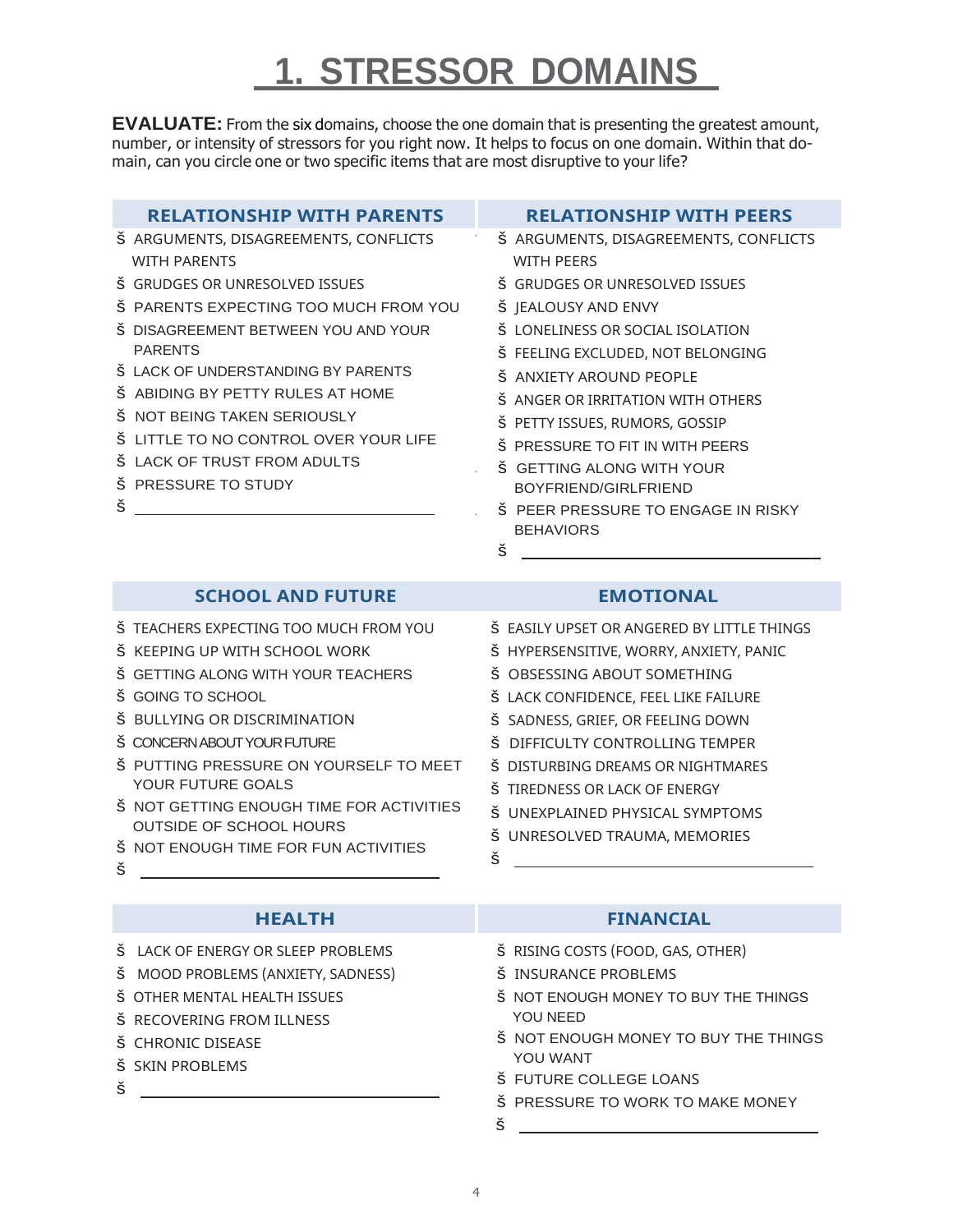# 1. STRESSOR DOMAINS

**EVALUATE:** From the six domains, choose the one domain that is presenting the greatest amount, number, or intensity of stressors for you right now. It helps to focus on one domain. Within that domain, can you circle one or two specific items that are most disruptive to your life?

## RELATIONSHIP WITH PARENTS

- ARGUMENTS, DISAGREEMENTS, CONFLICTS WITH PARENTS
- GRUDGES OR UNRESOLVED ISSUES
- PARENTS EXPECTING TOO MUCH FROM YOU
- DISAGREEMENT BETWEEN YOU AND YOUR PARENTS
- LACK OF UNDERSTANDING BY PARENTS
- ABIDING BY PETTY RULES AT HOME
- NOT BEING TAKEN SERIOUSLY
- LITTLE TO NO CONTROL OVER YOUR LIFE
- LACK OF TRUST FROM ADULTS
- PRESSURE TO STUDY
- ______________________________

## RELATIONSHIP WITH PEERS

- ARGUMENTS, DISAGREEMENTS, CONFLICTS WITH PEERS
- GRUDGES OR UNRESOLVED ISSUES
- JEALOUSY AND ENVY
- LONELINESS OR SOCIAL ISOLATION
- FEELING EXCLUDED, NOT BELONGING
- ANXIETY AROUND PEOPLE
- ANGER OR IRRITATION WITH OTHERS
- PETTY ISSUES, RUMORS, GOSSIP
- PRESSURE TO FIT IN WITH PEERS
- GETTING ALONG WITH YOUR BOYFRIEND/GIRLFRIEND
- PEER PRESSURE TO ENGAGE IN RISKY BEHAVIORS
- ______________________________

## SCHOOL AND FUTURE

- TEACHERS EXPECTING TOO MUCH FROM YOU
- KEEPING UP WITH SCHOOL WORK
- GETTING ALONG WITH YOUR TEACHERS
- GOING TO SCHOOL
- BULLYING OR DISCRIMINATION
- CONCERN ABOUT YOUR FUTURE
- PUTTING PRESSURE ON YOURSELF TO MEET YOUR FUTURE GOALS
- NOT GETTING ENOUGH TIME FOR ACTIVITIES OUTSIDE OF SCHOOL HOURS
- NOT ENOUGH TIME FOR FUN ACTIVITIES
- ______________________________

## EMOTIONAL

- EASILY UPSET OR ANGERED BY LITTLE THINGS
- HYPERSENSITIVE, WORRY, ANXIETY, PANIC
- OBSESSING ABOUT SOMETHING
- LACK CONFIDENCE, FEEL LIKE FAILURE
- SADNESS, GRIEF, OR FEELING DOWN
- DIFFICULTY CONTROLLING TEMPER
- DISTURBING DREAMS OR NIGHTMARES
- TIREDNESS OR LACK OF ENERGY
- UNEXPLAINED PHYSICAL SYMPTOMS
- UNRESOLVED TRAUMA, MEMORIES
- ______________________________

## HEALTH

- LACK OF ENERGY OR SLEEP PROBLEMS
- MOOD PROBLEMS (ANXIETY, SADNESS)
- OTHER MENTAL HEALTH ISSUES
- RECOVERING FROM ILLNESS
- CHRONIC DISEASE
- SKIN PROBLEMS
- ______________________________

## FINANCIAL

- RISING COSTS (FOOD, GAS, OTHER)
- INSURANCE PROBLEMS
- NOT ENOUGH MONEY TO BUY THE THINGS YOU NEED
- NOT ENOUGH MONEY TO BUY THE THINGS YOU WANT
- FUTURE COLLEGE LOANS
- PRESSURE TO WORK TO MAKE MONEY
- ______________________________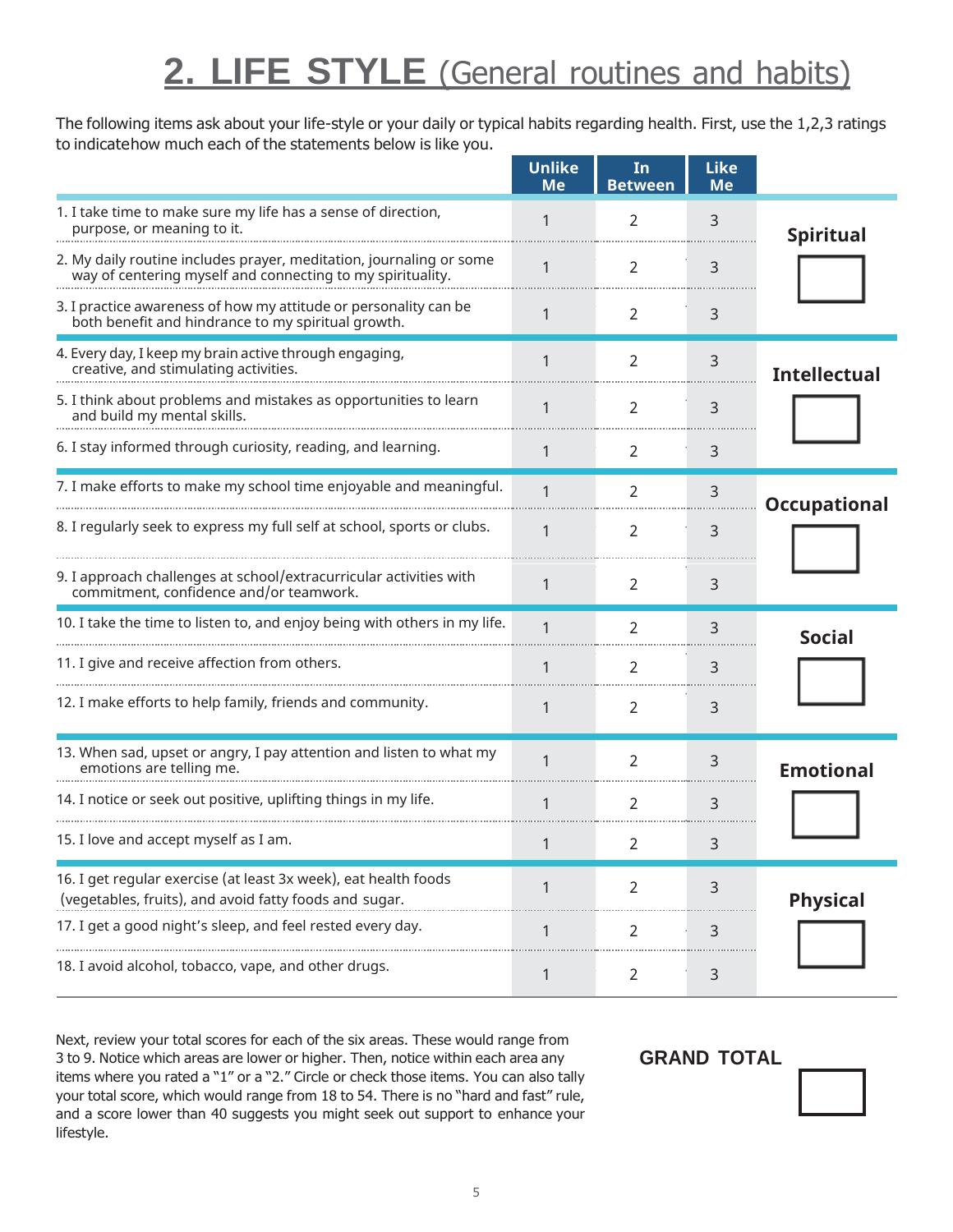# 2. LIFE STYLE (General routines and habits)

The following items ask about your life-style or your daily or typical habits regarding health. First, use the 1,2,3 ratings to indicatehow much each of the statements below is like you.

| | Unlike Me | In Between | Like Me | |
|---|---|---|---|---|
| 1. I take time to make sure my life has a sense of direction, purpose, or meaning to it. | 1 | 2 | 3 | Spiritual |
| 2. My daily routine includes prayer, meditation, journaling or some way of centering myself and connecting to my spirituality. | 1 | 2 | 3 | |
| 3. I practice awareness of how my attitude or personality can be both benefit and hindrance to my spiritual growth. | 1 | 2 | 3 | |
| 4. Every day, I keep my brain active through engaging, creative, and stimulating activities. | 1 | 2 | 3 | Intellectual |
| 5. I think about problems and mistakes as opportunities to learn and build my mental skills. | 1 | 2 | 3 | |
| 6. I stay informed through curiosity, reading, and learning. | 1 | 2 | 3 | |
| 7. I make efforts to make my school time enjoyable and meaningful. | 1 | 2 | 3 | Occupational |
| 8. I regularly seek to express my full self at school, sports or clubs. | 1 | 2 | 3 | |
| 9. I approach challenges at school/extracurricular activities with commitment, confidence and/or teamwork. | 1 | 2 | 3 | |
| 10. I take the time to listen to, and enjoy being with others in my life. | 1 | 2 | 3 | Social |
| 11. I give and receive affection from others. | 1 | 2 | 3 | |
| 12. I make efforts to help family, friends and community. | 1 | 2 | 3 | |
| 13. When sad, upset or angry, I pay attention and listen to what my emotions are telling me. | 1 | 2 | 3 | Emotional |
| 14. I notice or seek out positive, uplifting things in my life. | 1 | 2 | 3 | |
| 15. I love and accept myself as I am. | 1 | 2 | 3 | |
| 16. I get regular exercise (at least 3x week), eat health foods (vegetables, fruits), and avoid fatty foods and sugar. | 1 | 2 | 3 | Physical |
| 17. I get a good night's sleep, and feel rested every day. | 1 | 2 | 3 | |
| 18. I avoid alcohol, tobacco, vape, and other drugs. | 1 | 2 | 3 | |

Next, review your total scores for each of the six areas. These would range from 3 to 9. Notice which areas are lower or higher. Then, notice within each area any items where you rated a "1" or a "2." Circle or check those items. You can also tally your total score, which would range from 18 to 54. There is no "hard and fast" rule, and a score lower than 40 suggests you might seek out support to enhance your lifestyle.

**GRAND TOTAL**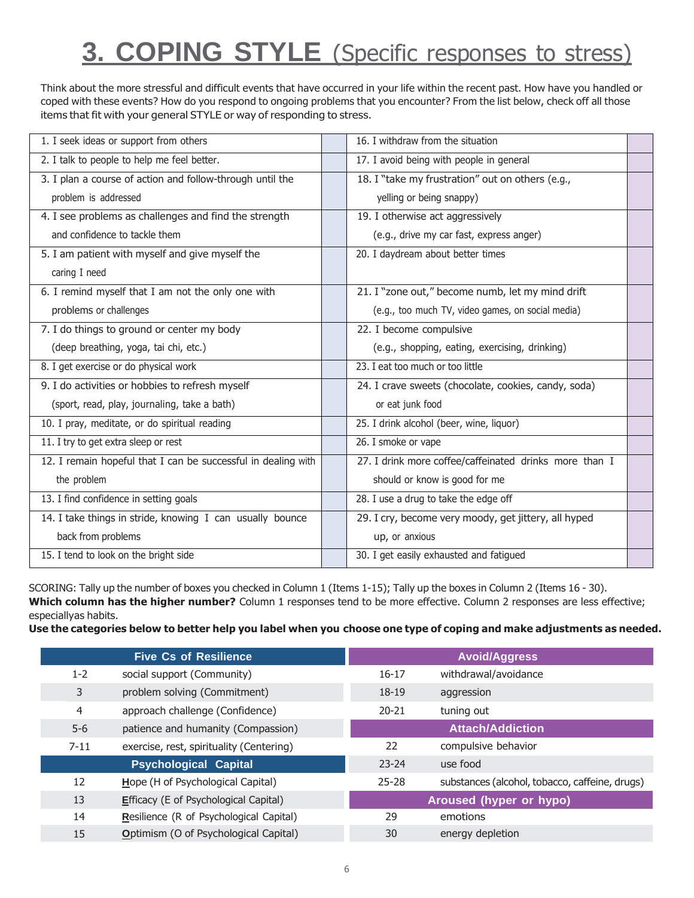# 3. COPING STYLE (Specific responses to stress)

Think about the more stressful and difficult events that have occurred in your life within the recent past. How have you handled or coped with these events? How do you respond to ongoing problems that you encounter? From the list below, check off all those items that fit with your general STYLE or way of responding to stress.

| Column 1 | | Column 2 | |
|---|---|---|---|
| 1. I seek ideas or support from others | | 16. I withdraw from the situation | |
| 2. I talk to people to help me feel better. | | 17. I avoid being with people in general | |
| 3. I plan a course of action and follow-through until the problem is addressed | | 18. I "take my frustration" out on others (e.g., yelling or being snappy) | |
| 4. I see problems as challenges and find the strength and confidence to tackle them | | 19. I otherwise act aggressively (e.g., drive my car fast, express anger) | |
| 5. I am patient with myself and give myself the caring I need | | 20. I daydream about better times | |
| 6. I remind myself that I am not the only one with problems or challenges | | 21. I "zone out," become numb, let my mind drift (e.g., too much TV, video games, on social media) | |
| 7. I do things to ground or center my body (deep breathing, yoga, tai chi, etc.) | | 22. I become compulsive (e.g., shopping, eating, exercising, drinking) | |
| 8. I get exercise or do physical work | | 23. I eat too much or too little | |
| 9. I do activities or hobbies to refresh myself (sport, read, play, journaling, take a bath) | | 24. I crave sweets (chocolate, cookies, candy, soda) or eat junk food | |
| 10. I pray, meditate, or do spiritual reading | | 25. I drink alcohol (beer, wine, liquor) | |
| 11. I try to get extra sleep or rest | | 26. I smoke or vape | |
| 12. I remain hopeful that I can be successful in dealing with the problem | | 27. I drink more coffee/caffeinated drinks more than I should or know is good for me | |
| 13. I find confidence in setting goals | | 28. I use a drug to take the edge off | |
| 14. I take things in stride, knowing I can usually bounce back from problems | | 29. I cry, become very moody, get jittery, all hyped up, or anxious | |
| 15. I tend to look on the bright side | | 30. I get easily exhausted and fatigued | |

SCORING: Tally up the number of boxes you checked in Column 1 (Items 1-15); Tally up the boxes in Column 2 (Items 16 - 30). **Which column has the higher number?** Column 1 responses tend to be more effective. Column 2 responses are less effective; especiallyas habits.

**Use the categories below to better help you label when you choose one type of coping and make adjustments as needed.**

| Five Cs of Resilience | | Avoid/Aggress | |
|---|---|---|---|
| 1-2 | social support (Community) | 16-17 | withdrawal/avoidance |
| 3 | problem solving (Commitment) | 18-19 | aggression |
| 4 | approach challenge (Confidence) | 20-21 | tuning out |
| 5-6 | patience and humanity (Compassion) | **Attach/Addiction** | |
| 7-11 | exercise, rest, spirituality (Centering) | 22 | compulsive behavior |
| **Psychological Capital** | | 23-24 | use food |
| 12 | **H**ope (H of Psychological Capital) | 25-28 | substances (alcohol, tobacco, caffeine, drugs) |
| 13 | **E**fficacy (E of Psychological Capital) | **Aroused (hyper or hypo)** | |
| 14 | **R**esilience (R of Psychological Capital) | 29 | emotions |
| 15 | **O**ptimism (O of Psychological Capital) | 30 | energy depletion |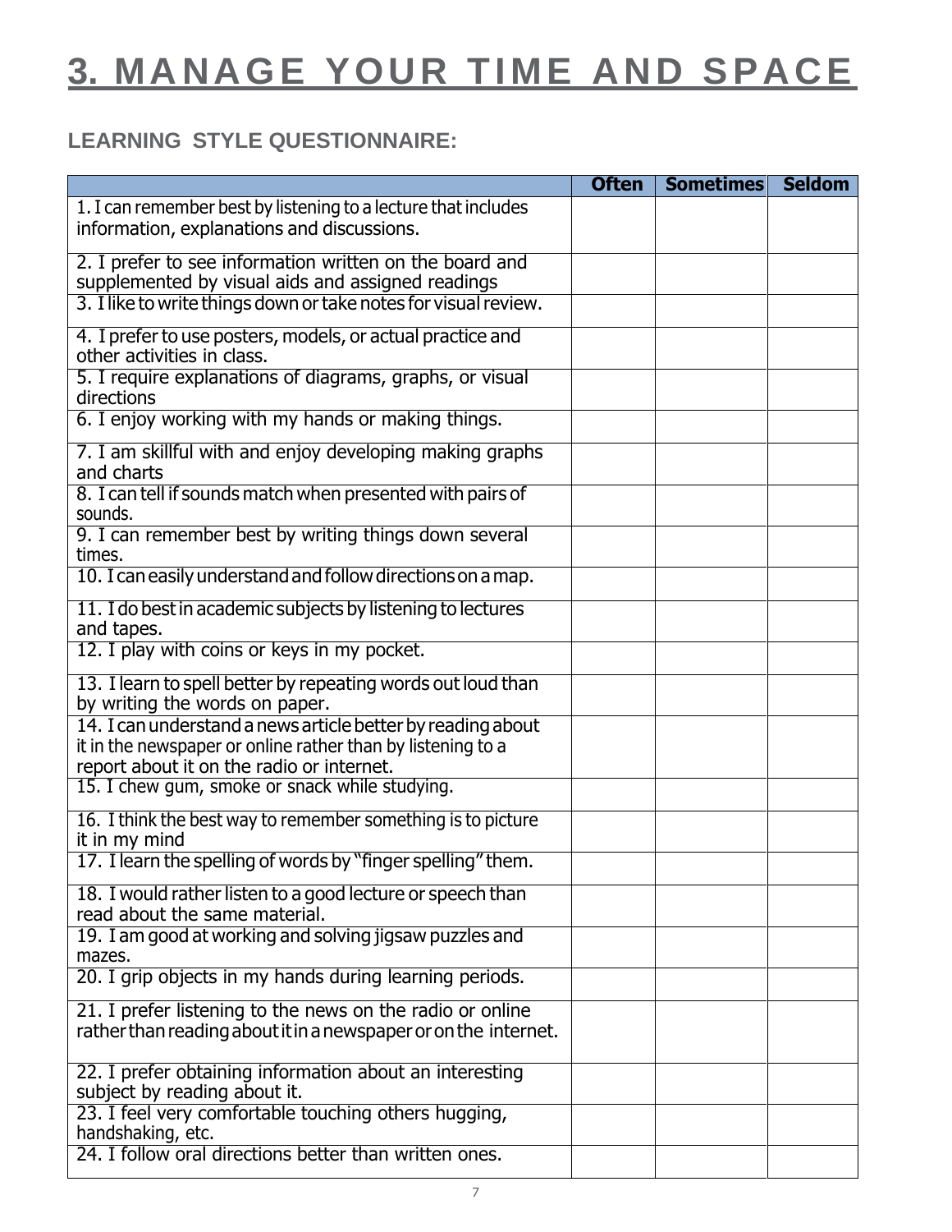# 3. MANAGE YOUR TIME AND SPACE

## LEARNING STYLE QUESTIONNAIRE:

| | Often | Sometimes | Seldom |
|---|---|---|---|
| 1. I can remember best by listening to a lecture that includes information, explanations and discussions. | | | |
| 2. I prefer to see information written on the board and supplemented by visual aids and assigned readings | | | |
| 3. I like to write things down or take notes for visual review. | | | |
| 4. I prefer to use posters, models, or actual practice and other activities in class. | | | |
| 5. I require explanations of diagrams, graphs, or visual directions | | | |
| 6. I enjoy working with my hands or making things. | | | |
| 7. I am skillful with and enjoy developing making graphs and charts | | | |
| 8. I can tell if sounds match when presented with pairs of sounds. | | | |
| 9. I can remember best by writing things down several times. | | | |
| 10. I can easily understand and follow directions on a map. | | | |
| 11. I do best in academic subjects by listening to lectures and tapes. | | | |
| 12. I play with coins or keys in my pocket. | | | |
| 13. I learn to spell better by repeating words out loud than by writing the words on paper. | | | |
| 14. I can understand a news article better by reading about it in the newspaper or online rather than by listening to a report about it on the radio or internet. | | | |
| 15. I chew gum, smoke or snack while studying. | | | |
| 16. I think the best way to remember something is to picture it in my mind | | | |
| 17. I learn the spelling of words by "finger spelling" them. | | | |
| 18. I would rather listen to a good lecture or speech than read about the same material. | | | |
| 19. I am good at working and solving jigsaw puzzles and mazes. | | | |
| 20. I grip objects in my hands during learning periods. | | | |
| 21. I prefer listening to the news on the radio or online rather than reading about it in a newspaper or on the internet. | | | |
| 22. I prefer obtaining information about an interesting subject by reading about it. | | | |
| 23. I feel very comfortable touching others hugging, handshaking, etc. | | | |
| 24. I follow oral directions better than written ones. | | | |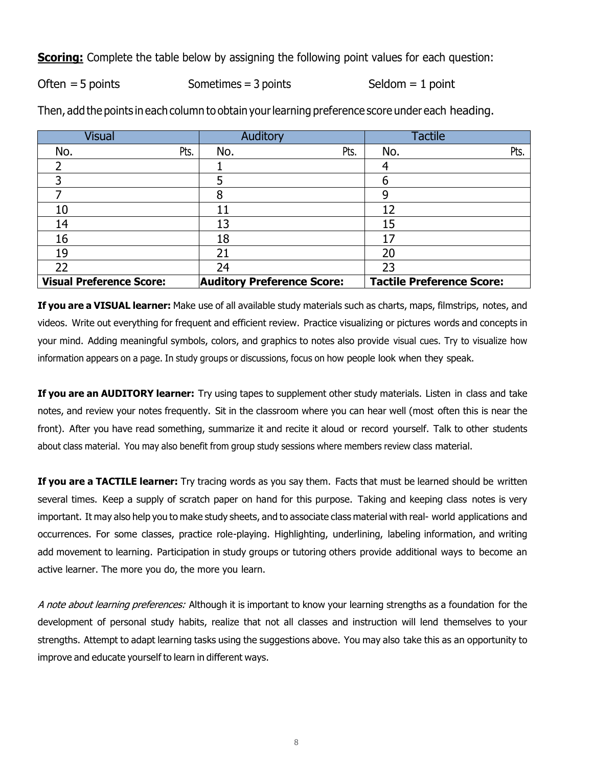**Scoring:** Complete the table below by assigning the following point values for each question:

Often = 5 points Sometimes = 3 points Seldom = 1 point

Then, add the points in each column to obtain your learning preference score under each heading.

| Visual | | Auditory | | Tactile | |
|---|---|---|---|---|---|
| No. | Pts. | No. | Pts. | No. | Pts. |
| 2 | | 1 | | 4 | |
| 3 | | 5 | | 6 | |
| 7 | | 8 | | 9 | |
| 10 | | 11 | | 12 | |
| 14 | | 13 | | 15 | |
| 16 | | 18 | | 17 | |
| 19 | | 21 | | 20 | |
| 22 | | 24 | | 23 | |
| **Visual Preference Score:** | | **Auditory Preference Score:** | | **Tactile Preference Score:** | |

**If you are a VISUAL learner:** Make use of all available study materials such as charts, maps, filmstrips, notes, and videos. Write out everything for frequent and efficient review. Practice visualizing or pictures words and concepts in your mind. Adding meaningful symbols, colors, and graphics to notes also provide visual cues. Try to visualize how information appears on a page. In study groups or discussions, focus on how people look when they speak.

**If you are an AUDITORY learner:** Try using tapes to supplement other study materials. Listen in class and take notes, and review your notes frequently. Sit in the classroom where you can hear well (most often this is near the front). After you have read something, summarize it and recite it aloud or record yourself. Talk to other students about class material. You may also benefit from group study sessions where members review class material.

**If you are a TACTILE learner:** Try tracing words as you say them. Facts that must be learned should be written several times. Keep a supply of scratch paper on hand for this purpose. Taking and keeping class notes is very important. It may also help you to make study sheets, and to associate class material with real- world applications and occurrences. For some classes, practice role-playing. Highlighting, underlining, labeling information, and writing add movement to learning. Participation in study groups or tutoring others provide additional ways to become an active learner. The more you do, the more you learn.

*A note about learning preferences:* Although it is important to know your learning strengths as a foundation for the development of personal study habits, realize that not all classes and instruction will lend themselves to your strengths. Attempt to adapt learning tasks using the suggestions above. You may also take this as an opportunity to improve and educate yourself to learn in different ways.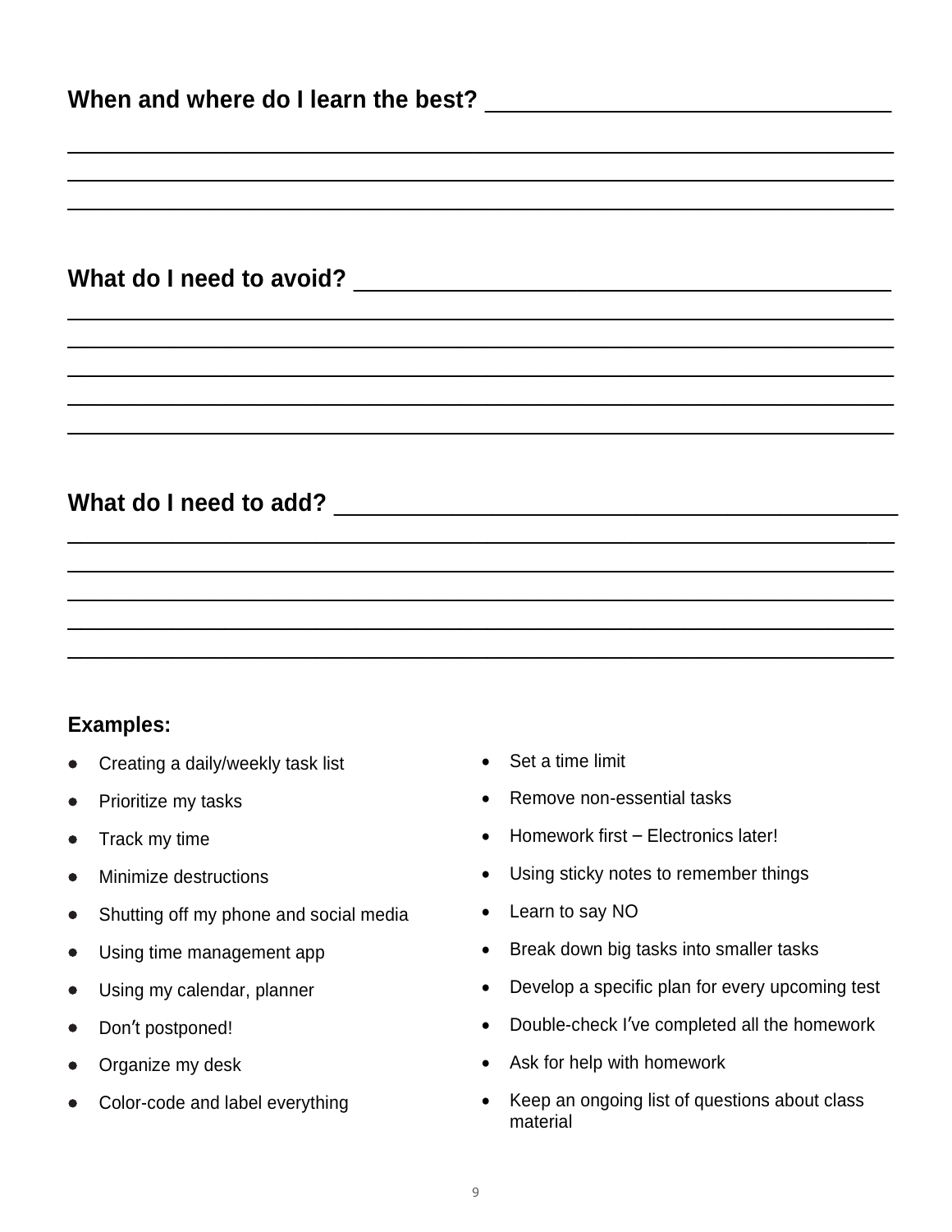**When and where do I learn the best?** ________________________________

__________________________________________________________________________

__________________________________________________________________________

__________________________________________________________________________

**What do I need to avoid?** ___________________________________________

__________________________________________________________________________

__________________________________________________________________________

__________________________________________________________________________

__________________________________________________________________________

__________________________________________________________________________

**What do I need to add?** ____________________________________________

__________________________________________________________________________

__________________________________________________________________________

__________________________________________________________________________

__________________________________________________________________________

__________________________________________________________________________

**Examples:**

- Creating a daily/weekly task list
- Prioritize my tasks
- Track my time
- Minimize destructions
- Shutting off my phone and social media
- Using time management app
- Using my calendar, planner
- Don’t postponed!
- Organize my desk
- Color-code and label everything
- Set a time limit
- Remove non-essential tasks
- Homework first – Electronics later!
- Using sticky notes to remember things
- Learn to say NO
- Break down big tasks into smaller tasks
- Develop a specific plan for every upcoming test
- Double-check I’ve completed all the homework
- Ask for help with homework
- Keep an ongoing list of questions about class material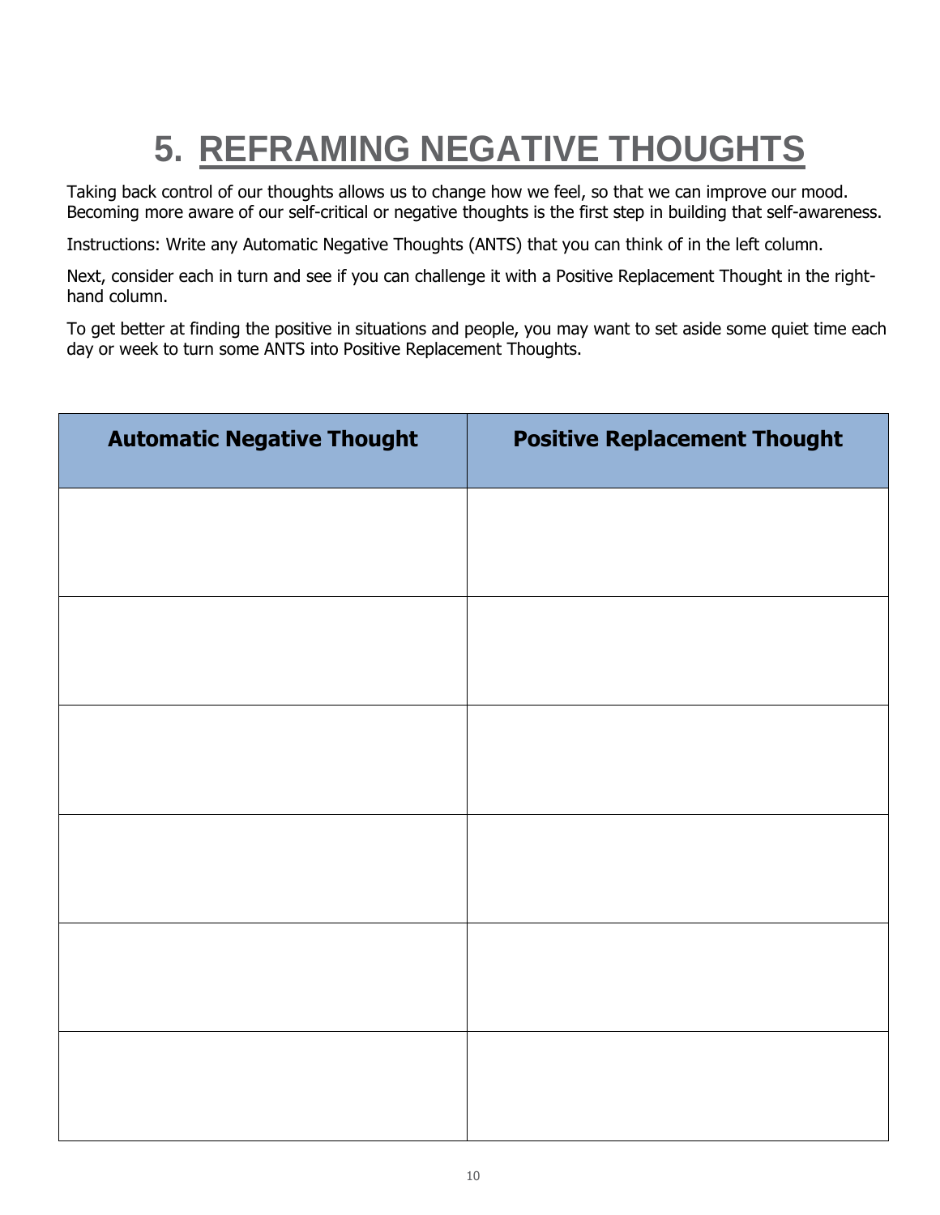# 5. REFRAMING NEGATIVE THOUGHTS

Taking back control of our thoughts allows us to change how we feel, so that we can improve our mood. Becoming more aware of our self-critical or negative thoughts is the first step in building that self-awareness.

Instructions: Write any Automatic Negative Thoughts (ANTS) that you can think of in the left column.

Next, consider each in turn and see if you can challenge it with a Positive Replacement Thought in the right-hand column.

To get better at finding the positive in situations and people, you may want to set aside some quiet time each day or week to turn some ANTS into Positive Replacement Thoughts.

| **Automatic Negative Thought** | **Positive Replacement Thought** |
| --- | --- |
| | |
| | |
| | |
| | |
| | |
| | |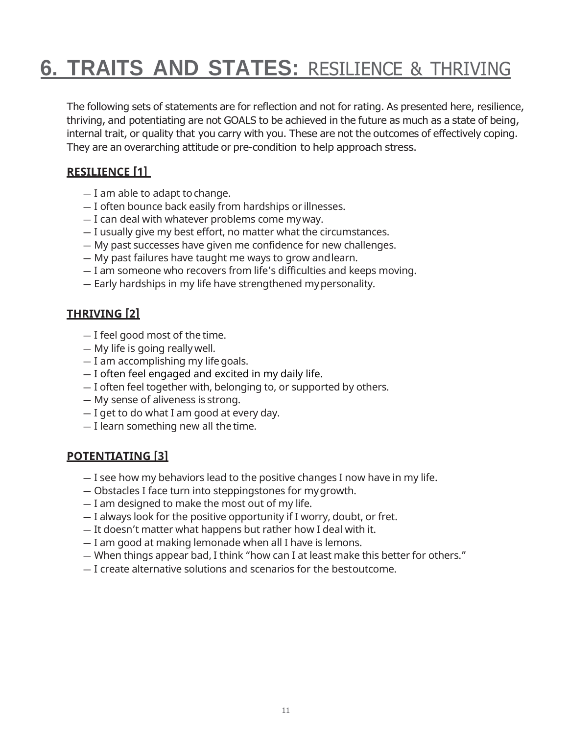# 6. TRAITS AND STATES: RESILIENCE & THRIVING

The following sets of statements are for reflection and not for rating. As presented here, resilience, thriving, and potentiating are not GOALS to be achieved in the future as much as a state of being, internal trait, or quality that you carry with you. These are not the outcomes of effectively coping. They are an overarching attitude or pre-condition to help approach stress.

**RESILIENCE [1]**

— I am able to adapt to change.
— I often bounce back easily from hardships or illnesses.
— I can deal with whatever problems come my way.
— I usually give my best effort, no matter what the circumstances.
— My past successes have given me confidence for new challenges.
— My past failures have taught me ways to grow and learn.
— I am someone who recovers from life's difficulties and keeps moving.
— Early hardships in my life have strengthened my personality.

**THRIVING [2]**

— I feel good most of the time.
— My life is going really well.
— I am accomplishing my life goals.
— I often feel engaged and excited in my daily life.
— I often feel together with, belonging to, or supported by others.
— My sense of aliveness is strong.
— I get to do what I am good at every day.
— I learn something new all the time.

**POTENTIATING [3]**

— I see how my behaviors lead to the positive changes I now have in my life.
— Obstacles I face turn into steppingstones for my growth.
— I am designed to make the most out of my life.
— I always look for the positive opportunity if I worry, doubt, or fret.
— It doesn't matter what happens but rather how I deal with it.
— I am good at making lemonade when all I have is lemons.
— When things appear bad, I think "how can I at least make this better for others."
— I create alternative solutions and scenarios for the best outcome.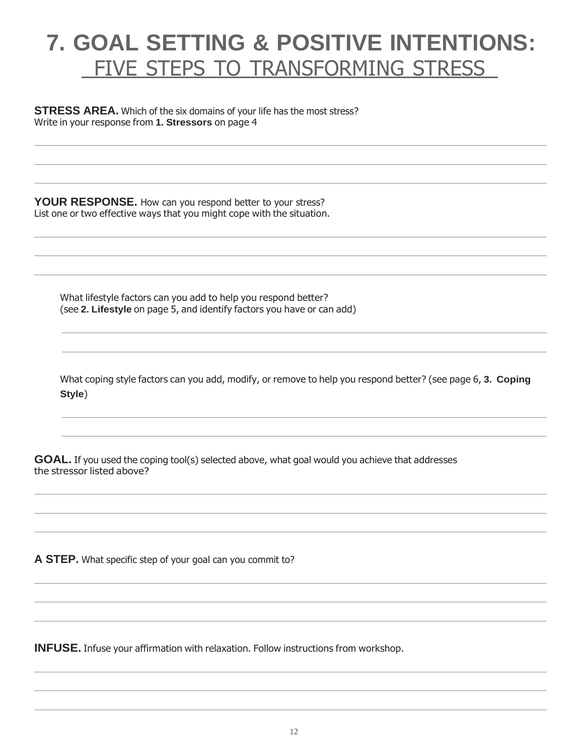# 7. GOAL SETTING & POSITIVE INTENTIONS:

## FIVE STEPS TO TRANSFORMING STRESS

**STRESS AREA.** Which of the six domains of your life has the most stress?
Write in your response from **1. Stressors** on page 4

**YOUR RESPONSE.** How can you respond better to your stress?
List one or two effective ways that you might cope with the situation.

What lifestyle factors can you add to help you respond better?
(see **2. Lifestyle** on page 5, and identify factors you have or can add)

What coping style factors can you add, modify, or remove to help you respond better? (see page 6, **3. Coping Style**)

**GOAL.** If you used the coping tool(s) selected above, what goal would you achieve that addresses the stressor listed above?

**A STEP.** What specific step of your goal can you commit to?

**INFUSE.** Infuse your affirmation with relaxation. Follow instructions from workshop.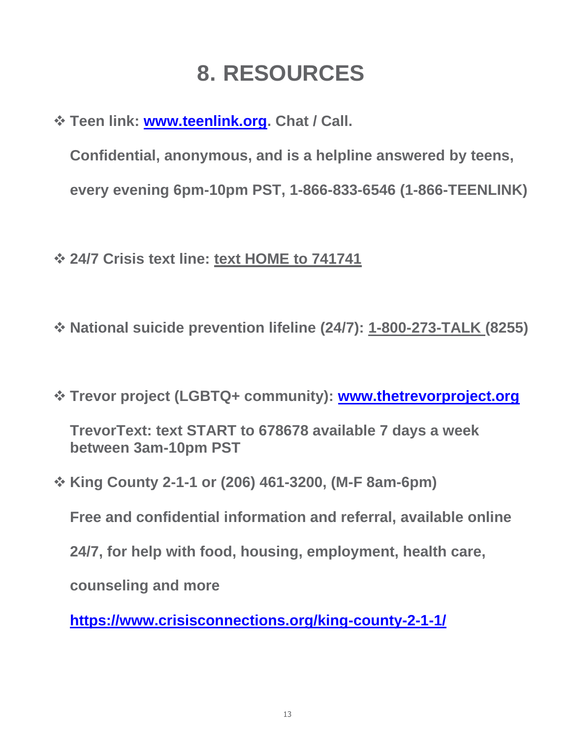# 8. RESOURCES

- **Teen link: [www.teenlink.org](http://www.teenlink.org). Chat / Call.**

  **Confidential, anonymous, and is a helpline answered by teens, every evening 6pm-10pm PST, 1-866-833-6546 (1-866-TEENLINK)**

- **24/7 Crisis text line: text HOME to 741741**

- **National suicide prevention lifeline (24/7): 1-800-273-TALK (8255)**

- **Trevor project (LGBTQ+ community): [www.thetrevorproject.org](http://www.thetrevorproject.org)**

  **TrevorText: text START to 678678 available 7 days a week between 3am-10pm PST**

- **King County 2-1-1 or (206) 461-3200, (M-F 8am-6pm)**

  **Free and confidential information and referral, available online 24/7, for help with food, housing, employment, health care, counseling and more**

  **<https://www.crisisconnections.org/king-county-2-1-1/>**